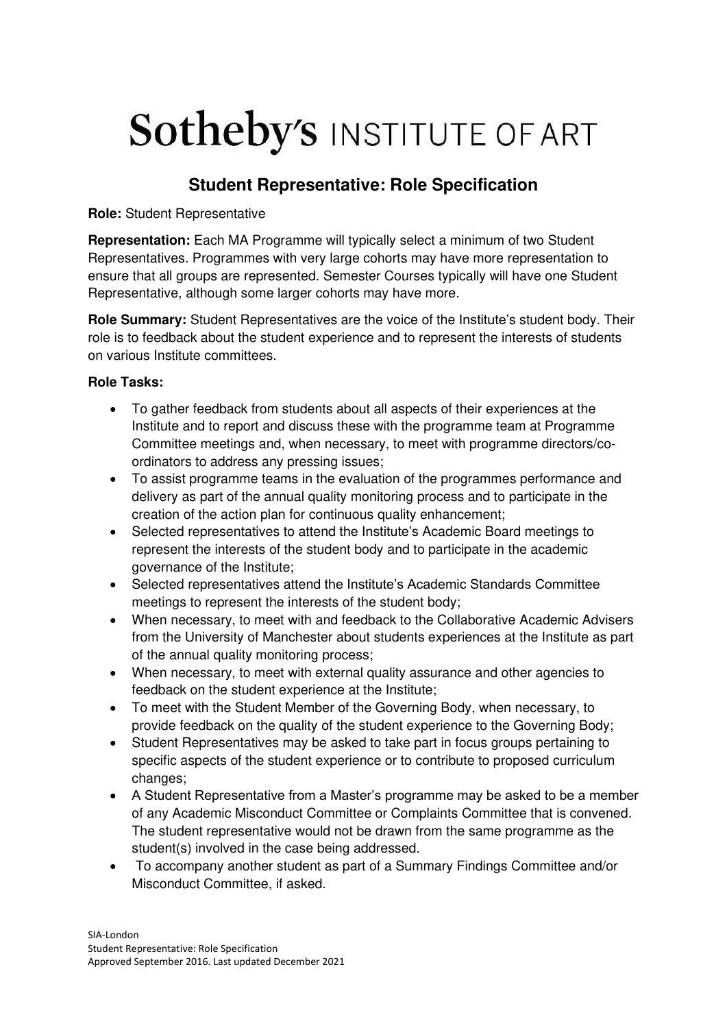# Sotheby's INSTITUTE OF ART

## Student Representative: Role Specification

**Role:** Student Representative

**Representation:** Each MA Programme will typically select a minimum of two Student Representatives. Programmes with very large cohorts may have more representation to ensure that all groups are represented. Semester Courses typically will have one Student Representative, although some larger cohorts may have more.

**Role Summary:** Student Representatives are the voice of the Institute's student body. Their role is to feedback about the student experience and to represent the interests of students on various Institute committees.

**Role Tasks:**

- To gather feedback from students about all aspects of their experiences at the Institute and to report and discuss these with the programme team at Programme Committee meetings and, when necessary, to meet with programme directors/co-ordinators to address any pressing issues;
- To assist programme teams in the evaluation of the programmes performance and delivery as part of the annual quality monitoring process and to participate in the creation of the action plan for continuous quality enhancement;
- Selected representatives to attend the Institute's Academic Board meetings to represent the interests of the student body and to participate in the academic governance of the Institute;
- Selected representatives attend the Institute's Academic Standards Committee meetings to represent the interests of the student body;
- When necessary, to meet with and feedback to the Collaborative Academic Advisers from the University of Manchester about students experiences at the Institute as part of the annual quality monitoring process;
- When necessary, to meet with external quality assurance and other agencies to feedback on the student experience at the Institute;
- To meet with the Student Member of the Governing Body, when necessary, to provide feedback on the quality of the student experience to the Governing Body;
- Student Representatives may be asked to take part in focus groups pertaining to specific aspects of the student experience or to contribute to proposed curriculum changes;
- A Student Representative from a Master's programme may be asked to be a member of any Academic Misconduct Committee or Complaints Committee that is convened. The student representative would not be drawn from the same programme as the student(s) involved in the case being addressed.
- To accompany another student as part of a Summary Findings Committee and/or Misconduct Committee, if asked.

SIA-London
Student Representative: Role Specification
Approved September 2016. Last updated December 2021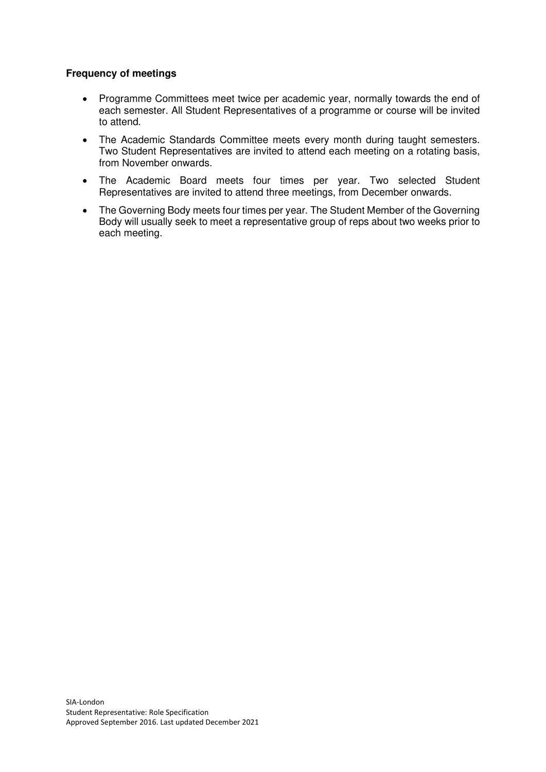**Frequency of meetings**

- Programme Committees meet twice per academic year, normally towards the end of each semester. All Student Representatives of a programme or course will be invited to attend.
- The Academic Standards Committee meets every month during taught semesters. Two Student Representatives are invited to attend each meeting on a rotating basis, from November onwards.
- The Academic Board meets four times per year. Two selected Student Representatives are invited to attend three meetings, from December onwards.
- The Governing Body meets four times per year. The Student Member of the Governing Body will usually seek to meet a representative group of reps about two weeks prior to each meeting.